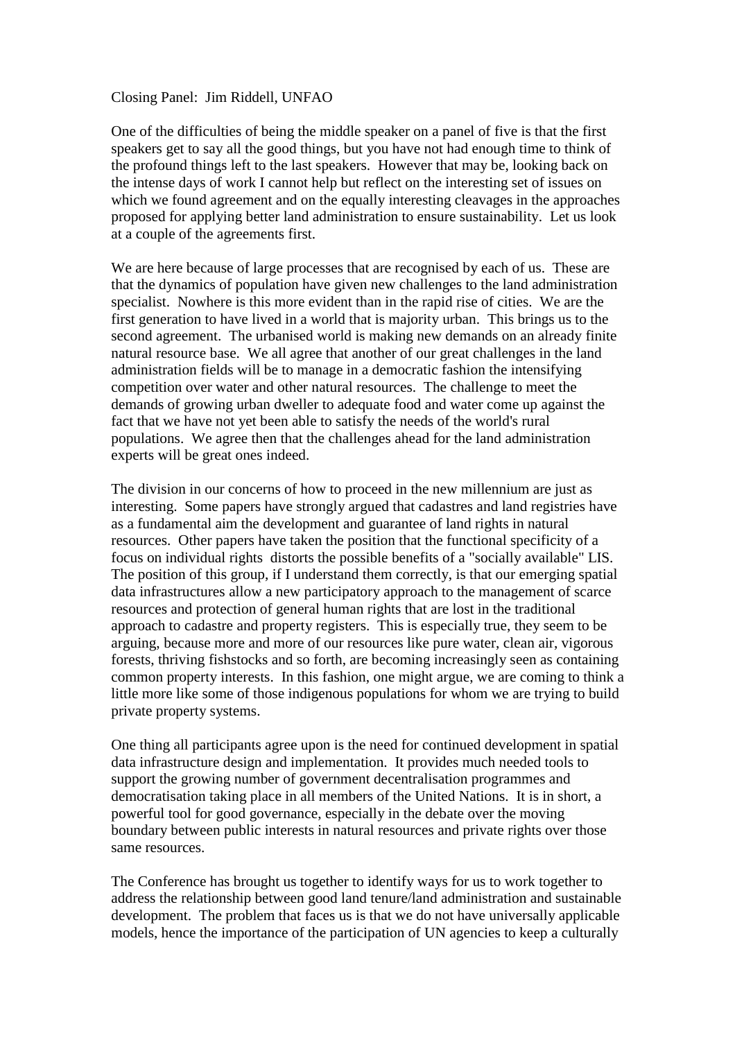Closing Panel: Jim Riddell, UNFAO

One of the difficulties of being the middle speaker on a panel of five is that the first speakers get to say all the good things, but you have not had enough time to think of the profound things left to the last speakers. However that may be, looking back on the intense days of work I cannot help but reflect on the interesting set of issues on which we found agreement and on the equally interesting cleavages in the approaches proposed for applying better land administration to ensure sustainability. Let us look at a couple of the agreements first.

We are here because of large processes that are recognised by each of us. These are that the dynamics of population have given new challenges to the land administration specialist. Nowhere is this more evident than in the rapid rise of cities. We are the first generation to have lived in a world that is majority urban. This brings us to the second agreement. The urbanised world is making new demands on an already finite natural resource base. We all agree that another of our great challenges in the land administration fields will be to manage in a democratic fashion the intensifying competition over water and other natural resources. The challenge to meet the demands of growing urban dweller to adequate food and water come up against the fact that we have not yet been able to satisfy the needs of the world's rural populations. We agree then that the challenges ahead for the land administration experts will be great ones indeed.

The division in our concerns of how to proceed in the new millennium are just as interesting. Some papers have strongly argued that cadastres and land registries have as a fundamental aim the development and guarantee of land rights in natural resources. Other papers have taken the position that the functional specificity of a focus on individual rights distorts the possible benefits of a "socially available" LIS. The position of this group, if I understand them correctly, is that our emerging spatial data infrastructures allow a new participatory approach to the management of scarce resources and protection of general human rights that are lost in the traditional approach to cadastre and property registers. This is especially true, they seem to be arguing, because more and more of our resources like pure water, clean air, vigorous forests, thriving fishstocks and so forth, are becoming increasingly seen as containing common property interests. In this fashion, one might argue, we are coming to think a little more like some of those indigenous populations for whom we are trying to build private property systems.

One thing all participants agree upon is the need for continued development in spatial data infrastructure design and implementation. It provides much needed tools to support the growing number of government decentralisation programmes and democratisation taking place in all members of the United Nations. It is in short, a powerful tool for good governance, especially in the debate over the moving boundary between public interests in natural resources and private rights over those same resources.

The Conference has brought us together to identify ways for us to work together to address the relationship between good land tenure/land administration and sustainable development. The problem that faces us is that we do not have universally applicable models, hence the importance of the participation of UN agencies to keep a culturally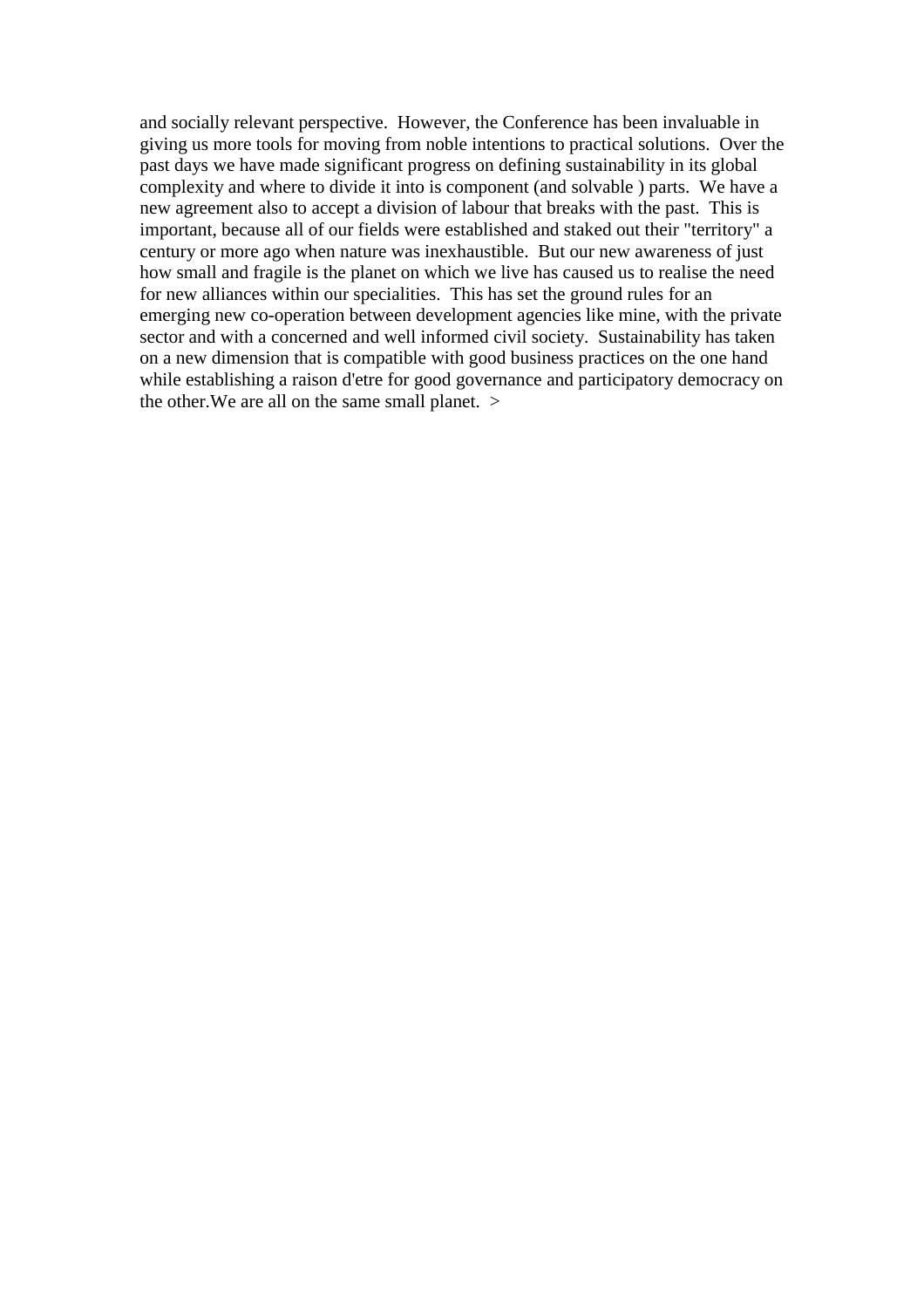and socially relevant perspective. However, the Conference has been invaluable in giving us more tools for moving from noble intentions to practical solutions. Over the past days we have made significant progress on defining sustainability in its global complexity and where to divide it into is component (and solvable ) parts. We have a new agreement also to accept a division of labour that breaks with the past. This is important, because all of our fields were established and staked out their "territory" a century or more ago when nature was inexhaustible. But our new awareness of just how small and fragile is the planet on which we live has caused us to realise the need for new alliances within our specialities. This has set the ground rules for an emerging new co-operation between development agencies like mine, with the private sector and with a concerned and well informed civil society. Sustainability has taken on a new dimension that is compatible with good business practices on the one hand while establishing a raison d'etre for good governance and participatory democracy on the other.We are all on the same small planet. >